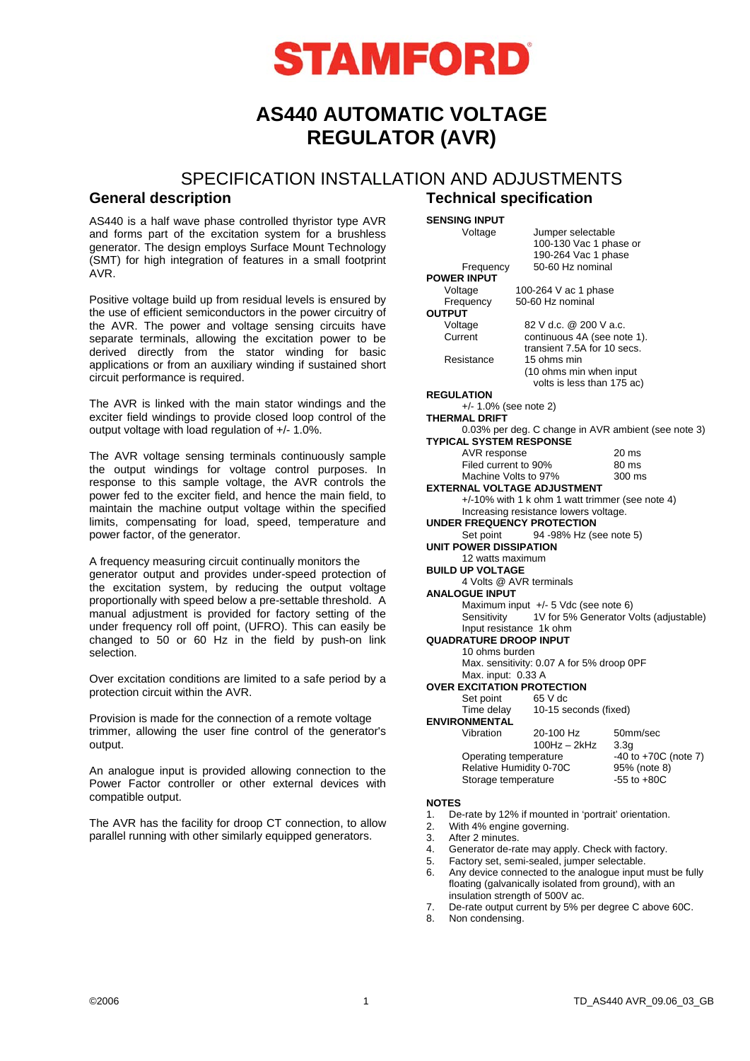// STAMFORD

# AS440 AUTOMATIC VOLTAGE REGULATOR (AVR)

## SPECIFICATION INSTALLATION AND ADJUSTMENTS

### General description

AS440 is a half wave phase controlled thyristor type AVR and forms part of the excitation system for a brushless generator. The design employs Surface Mount Technology (SMT) for high integration of features in a small footprint AVR.

Positive voltage build up from residual levels is ensured by the use of efficient semiconductors in the power circuitry of the AVR. The power and voltage sensing circuits have separate terminals, allowing the excitation power to be derived directly from the stator winding for basic applications or from an auxiliary winding if sustained short circuit performance is required.

The AVR is linked with the main stator windings and the exciter field windings to provide closed loop control of the output voltage with load regulation of +/- 1.0%.

The AVR voltage sensing terminals continuously sample the output windings for voltage control purposes. In response to this sample voltage, the AVR controls the power fed to the exciter field, and hence the main field, to maintain the machine output voltage within the specified limits, compensating for load, speed, temperature and power factor, of the generator.

A frequency measuring circuit continually monitors the generator output and provides under-speed protection of the excitation system, by reducing the output voltage proportionally with speed below a pre-settable threshold. A manual adjustment is provided for factory setting of the under frequency roll off point, (UFRO). This can easily be changed to 50 or 60 Hz in the field by push-on link selection.

Over excitation conditions are limited to a safe period by a protection circuit within the AVR.

Provision is made for the connection of a remote voltage trimmer, allowing the user fine control of the generator's output.

An analogue input is provided allowing connection to the Power Factor controller or other external devices with compatible output.

The AVR has the facility for droop CT connection, to allow parallel running with other similarly equipped generators.

### Technical specification

**SENSING INPUT**

- Voltage: Jumper selectable 100-130 Vac 1 phase or 190-264 Vac 1 phase
- Frequency: 50-60 Hz nominal

**POWER INPUT**

- Voltage: 100-264 V ac 1 phase
- Frequency: 50-60 Hz nominal

**OUTPUT**

- Voltage: 82 V d.c. @ 200 V a.c.
- Current: continuous 4A (see note 1). transient 7.5A for 10 secs.
- Resistance: 15 ohms min (10 ohms min when input volts is less than 175 ac)

**REGULATION**

+/- 1.0% (see note 2)

**THERMAL DRIFT**

0.03% per deg. C change in AVR ambient (see note 3)

**TYPICAL SYSTEM RESPONSE**

- AVR response: 20 ms
- Filed current to 90%: 80 ms
- Machine Volts to 97%: 300 ms

**EXTERNAL VOLTAGE ADJUSTMENT**

+/-10% with 1 k ohm 1 watt trimmer (see note 4)
Increasing resistance lowers voltage.

**UNDER FREQUENCY PROTECTION**

- Set point: 94 -98% Hz (see note 5)

**UNIT POWER DISSIPATION**

12 watts maximum

**BUILD UP VOLTAGE**

4 Volts @ AVR terminals

**ANALOGUE INPUT**

- Maximum input: +/- 5 Vdc (see note 6)
- Sensitivity: 1V for 5% Generator Volts (adjustable)
- Input resistance: 1k ohm

**QUADRATURE DROOP INPUT**

10 ohms burden
Max. sensitivity: 0.07 A for 5% droop 0PF
Max. input: 0.33 A

**OVER EXCITATION PROTECTION**

- Set point: 65 V dc
- Time delay: 10-15 seconds (fixed)

**ENVIRONMENTAL**

| | | |
|---|---|---|
| Vibration | 20-100 Hz | 50mm/sec |
| | 100Hz – 2kHz | 3.3g |
| Operating temperature | | -40 to +70C (note 7) |
| Relative Humidity 0-70C | | 95% (note 8) |
| Storage temperature | | -55 to +80C |

**NOTES**

1. De-rate by 12% if mounted in 'portrait' orientation.
2. With 4% engine governing.
3. After 2 minutes.
4. Generator de-rate may apply. Check with factory.
5. Factory set, semi-sealed, jumper selectable.
6. Any device connected to the analogue input must be fully floating (galvanically isolated from ground), with an insulation strength of 500V ac.
7. De-rate output current by 5% per degree C above 60C.
8. Non condensing.

©2006 TD_AS440 AVR_09.06_03_GB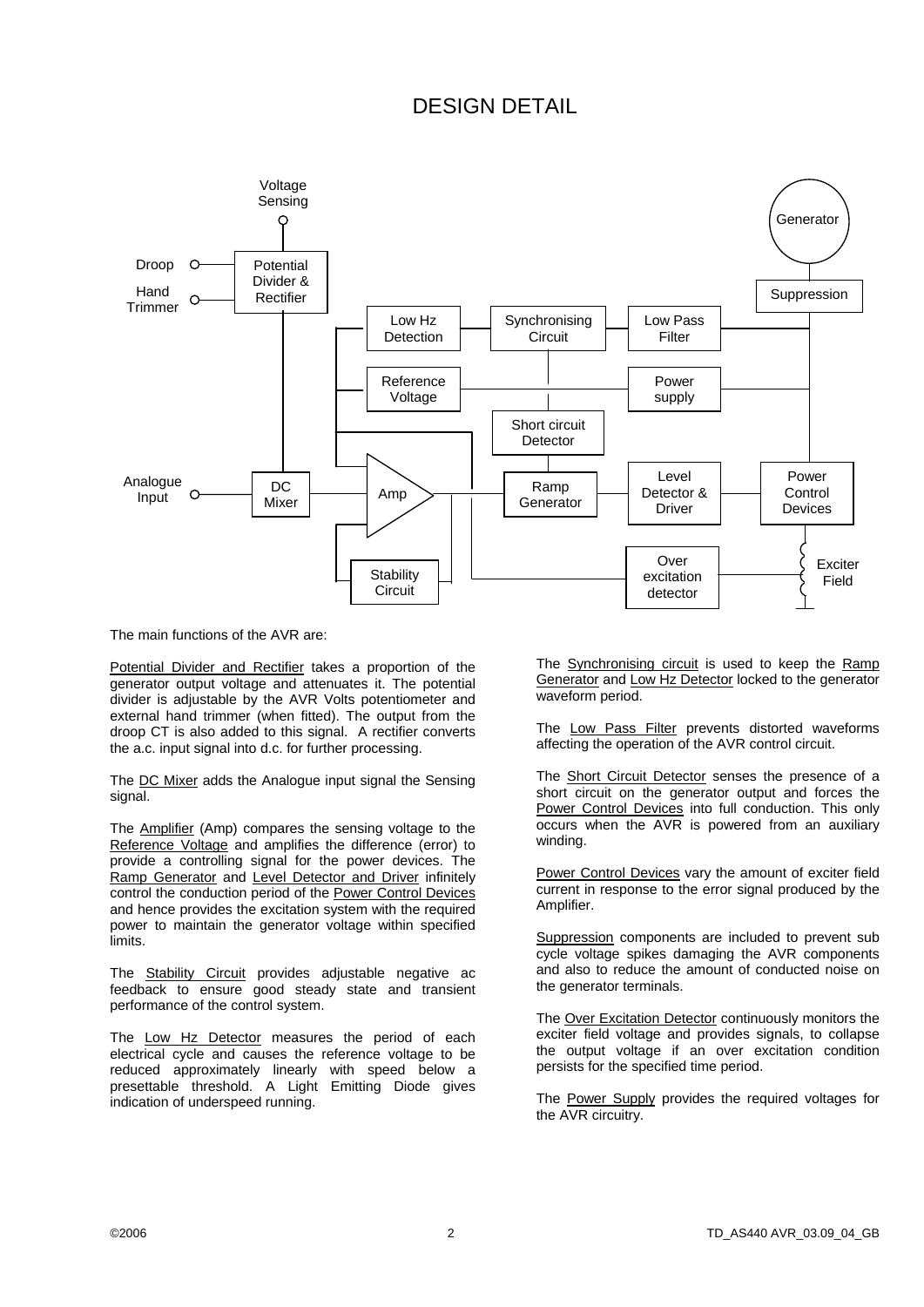# DESIGN DETAIL

The main functions of the AVR are:

Potential Divider and Rectifier takes a proportion of the generator output voltage and attenuates it. The potential divider is adjustable by the AVR Volts potentiometer and external hand trimmer (when fitted). The output from the droop CT is also added to this signal. A rectifier converts the a.c. input signal into d.c. for further processing.

The DC Mixer adds the Analogue input signal the Sensing signal.

The Amplifier (Amp) compares the sensing voltage to the Reference Voltage and amplifies the difference (error) to provide a controlling signal for the power devices. The Ramp Generator and Level Detector and Driver infinitely control the conduction period of the Power Control Devices and hence provides the excitation system with the required power to maintain the generator voltage within specified limits.

The Stability Circuit provides adjustable negative ac feedback to ensure good steady state and transient performance of the control system.

The Low Hz Detector measures the period of each electrical cycle and causes the reference voltage to be reduced approximately linearly with speed below a presettable threshold. A Light Emitting Diode gives indication of underspeed running.

The Synchronising circuit is used to keep the Ramp Generator and Low Hz Detector locked to the generator waveform period.

The Low Pass Filter prevents distorted waveforms affecting the operation of the AVR control circuit.

The Short Circuit Detector senses the presence of a short circuit on the generator output and forces the Power Control Devices into full conduction. This only occurs when the AVR is powered from an auxiliary winding.

Power Control Devices vary the amount of exciter field current in response to the error signal produced by the Amplifier.

Suppression components are included to prevent sub cycle voltage spikes damaging the AVR components and also to reduce the amount of conducted noise on the generator terminals.

The Over Excitation Detector continuously monitors the exciter field voltage and provides signals, to collapse the output voltage if an over excitation condition persists for the specified time period.

The Power Supply provides the required voltages for the AVR circuitry.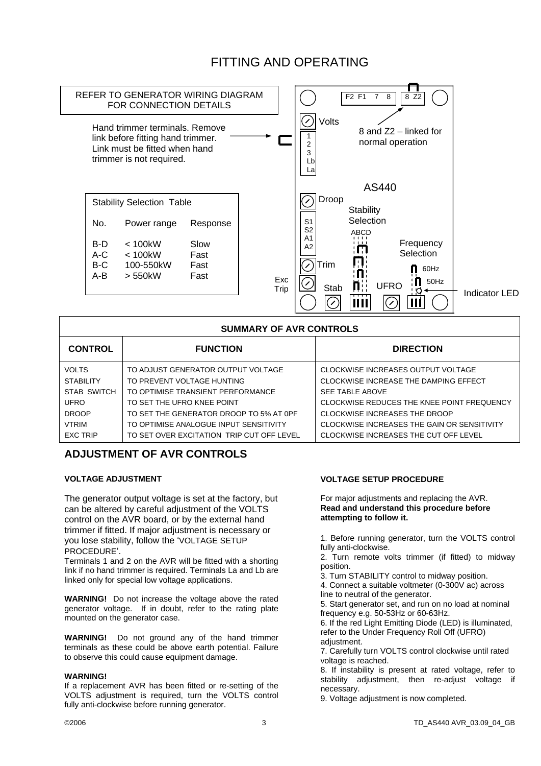# FITTING AND OPERATING

REFER TO GENERATOR WIRING DIAGRAM FOR CONNECTION DETAILS

Hand trimmer terminals. Remove link before fitting hand trimmer. Link must be fitted when hand trimmer is not required.

| Stability Selection Table | | |
|---|---|---|
| No. | Power range | Response |
| B-D | < 100kW | Slow |
| A-C | < 100kW | Fast |
| B-C | 100-550kW | Fast |
| A-B | > 550kW | Fast |

F2 F1 7 8 | 8 Z2

Volts

1 2 3 Lb La

8 and Z2 – linked for normal operation

AS440

Droop

Stability Selection

S1 S2 A1 A2

ABCD

Frequency Selection

Trim

60Hz

50Hz

Exc Trip

Stab

UFRO

Indicator LED

| SUMMARY OF AVR CONTROLS | | |
|---|---|---|
| **CONTROL** | **FUNCTION** | **DIRECTION** |
| VOLTS | TO ADJUST GENERATOR OUTPUT VOLTAGE | CLOCKWISE INCREASES OUTPUT VOLTAGE |
| STABILITY | TO PREVENT VOLTAGE HUNTING | CLOCKWISE INCREASE THE DAMPING EFFECT |
| STAB SWITCH | TO OPTIMISE TRANSIENT PERFORMANCE | SEE TABLE ABOVE |
| UFRO | TO SET THE UFRO KNEE POINT | CLOCKWISE REDUCES THE KNEE POINT FREQUENCY |
| DROOP | TO SET THE GENERATOR DROOP TO 5% AT 0PF | CLOCKWISE INCREASES THE DROOP |
| VTRIM | TO OPTIMISE ANALOGUE INPUT SENSITIVITY | CLOCKWISE INCREASES THE GAIN OR SENSITIVITY |
| EXC TRIP | TO SET OVER EXCITATION TRIP CUT OFF LEVEL | CLOCKWISE INCREASES THE CUT OFF LEVEL |

## ADJUSTMENT OF AVR CONTROLS

### VOLTAGE ADJUSTMENT

The generator output voltage is set at the factory, but can be altered by careful adjustment of the VOLTS control on the AVR board, or by the external hand trimmer if fitted. If major adjustment is necessary or you lose stability, follow the 'VOLTAGE SETUP PROCEDURE'.

Terminals 1 and 2 on the AVR will be fitted with a shorting link if no hand trimmer is required. Terminals La and Lb are linked only for special low voltage applications.

**WARNING!** Do not increase the voltage above the rated generator voltage. If in doubt, refer to the rating plate mounted on the generator case.

**WARNING!** Do not ground any of the hand trimmer terminals as these could be above earth potential. Failure to observe this could cause equipment damage.

**WARNING!**

If a replacement AVR has been fitted or re-setting of the VOLTS adjustment is required, turn the VOLTS control fully anti-clockwise before running generator.

### VOLTAGE SETUP PROCEDURE

For major adjustments and replacing the AVR.
**Read and understand this procedure before attempting to follow it.**

1. Before running generator, turn the VOLTS control fully anti-clockwise.
2. Turn remote volts trimmer (if fitted) to midway position.
3. Turn STABILITY control to midway position.
4. Connect a suitable voltmeter (0-300V ac) across line to neutral of the generator.
5. Start generator set, and run on no load at nominal frequency e.g. 50-53Hz or 60-63Hz.
6. If the red Light Emitting Diode (LED) is illuminated, refer to the Under Frequency Roll Off (UFRO) adjustment.
7. Carefully turn VOLTS control clockwise until rated voltage is reached.
8. If instability is present at rated voltage, refer to stability adjustment, then re-adjust voltage if necessary.
9. Voltage adjustment is now completed.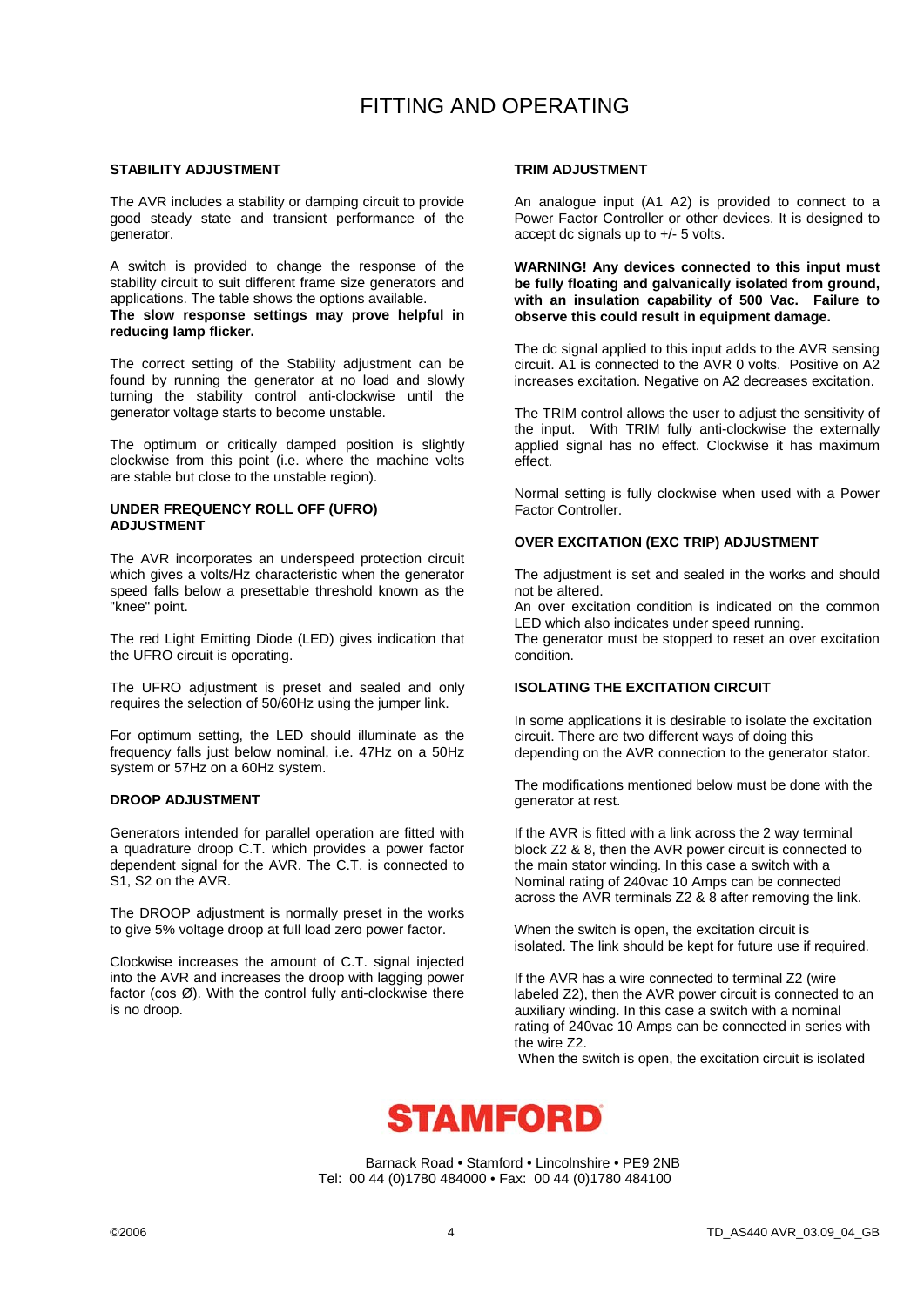# FITTING AND OPERATING

## STABILITY ADJUSTMENT

The AVR includes a stability or damping circuit to provide good steady state and transient performance of the generator.

A switch is provided to change the response of the stability circuit to suit different frame size generators and applications. The table shows the options available.
**The slow response settings may prove helpful in reducing lamp flicker.**

The correct setting of the Stability adjustment can be found by running the generator at no load and slowly turning the stability control anti-clockwise until the generator voltage starts to become unstable.

The optimum or critically damped position is slightly clockwise from this point (i.e. where the machine volts are stable but close to the unstable region).

## UNDER FREQUENCY ROLL OFF (UFRO) ADJUSTMENT

The AVR incorporates an underspeed protection circuit which gives a volts/Hz characteristic when the generator speed falls below a presettable threshold known as the "knee" point.

The red Light Emitting Diode (LED) gives indication that the UFRO circuit is operating.

The UFRO adjustment is preset and sealed and only requires the selection of 50/60Hz using the jumper link.

For optimum setting, the LED should illuminate as the frequency falls just below nominal, i.e. 47Hz on a 50Hz system or 57Hz on a 60Hz system.

## DROOP ADJUSTMENT

Generators intended for parallel operation are fitted with a quadrature droop C.T. which provides a power factor dependent signal for the AVR. The C.T. is connected to S1, S2 on the AVR.

The DROOP adjustment is normally preset in the works to give 5% voltage droop at full load zero power factor.

Clockwise increases the amount of C.T. signal injected into the AVR and increases the droop with lagging power factor (cos Ø). With the control fully anti-clockwise there is no droop.

## TRIM ADJUSTMENT

An analogue input (A1 A2) is provided to connect to a Power Factor Controller or other devices. It is designed to accept dc signals up to +/- 5 volts.

**WARNING! Any devices connected to this input must be fully floating and galvanically isolated from ground, with an insulation capability of 500 Vac. Failure to observe this could result in equipment damage.**

The dc signal applied to this input adds to the AVR sensing circuit. A1 is connected to the AVR 0 volts. Positive on A2 increases excitation. Negative on A2 decreases excitation.

The TRIM control allows the user to adjust the sensitivity of the input. With TRIM fully anti-clockwise the externally applied signal has no effect. Clockwise it has maximum effect.

Normal setting is fully clockwise when used with a Power Factor Controller.

## OVER EXCITATION (EXC TRIP) ADJUSTMENT

The adjustment is set and sealed in the works and should not be altered.
An over excitation condition is indicated on the common LED which also indicates under speed running.
The generator must be stopped to reset an over excitation condition.

## ISOLATING THE EXCITATION CIRCUIT

In some applications it is desirable to isolate the excitation circuit. There are two different ways of doing this depending on the AVR connection to the generator stator.

The modifications mentioned below must be done with the generator at rest.

If the AVR is fitted with a link across the 2 way terminal block Z2 & 8, then the AVR power circuit is connected to the main stator winding. In this case a switch with a Nominal rating of 240vac 10 Amps can be connected across the AVR terminals Z2 & 8 after removing the link.

When the switch is open, the excitation circuit is isolated. The link should be kept for future use if required.

If the AVR has a wire connected to terminal Z2 (wire labeled Z2), then the AVR power circuit is connected to an auxiliary winding. In this case a switch with a nominal rating of 240vac 10 Amps can be connected in series with the wire Z2.
When the switch is open, the excitation circuit is isolated

**STAMFORD**

Barnack Road • Stamford • Lincolnshire • PE9 2NB
Tel: 00 44 (0)1780 484000 • Fax: 00 44 (0)1780 484100

©2006 TD_AS440 AVR_03.09_04_GB